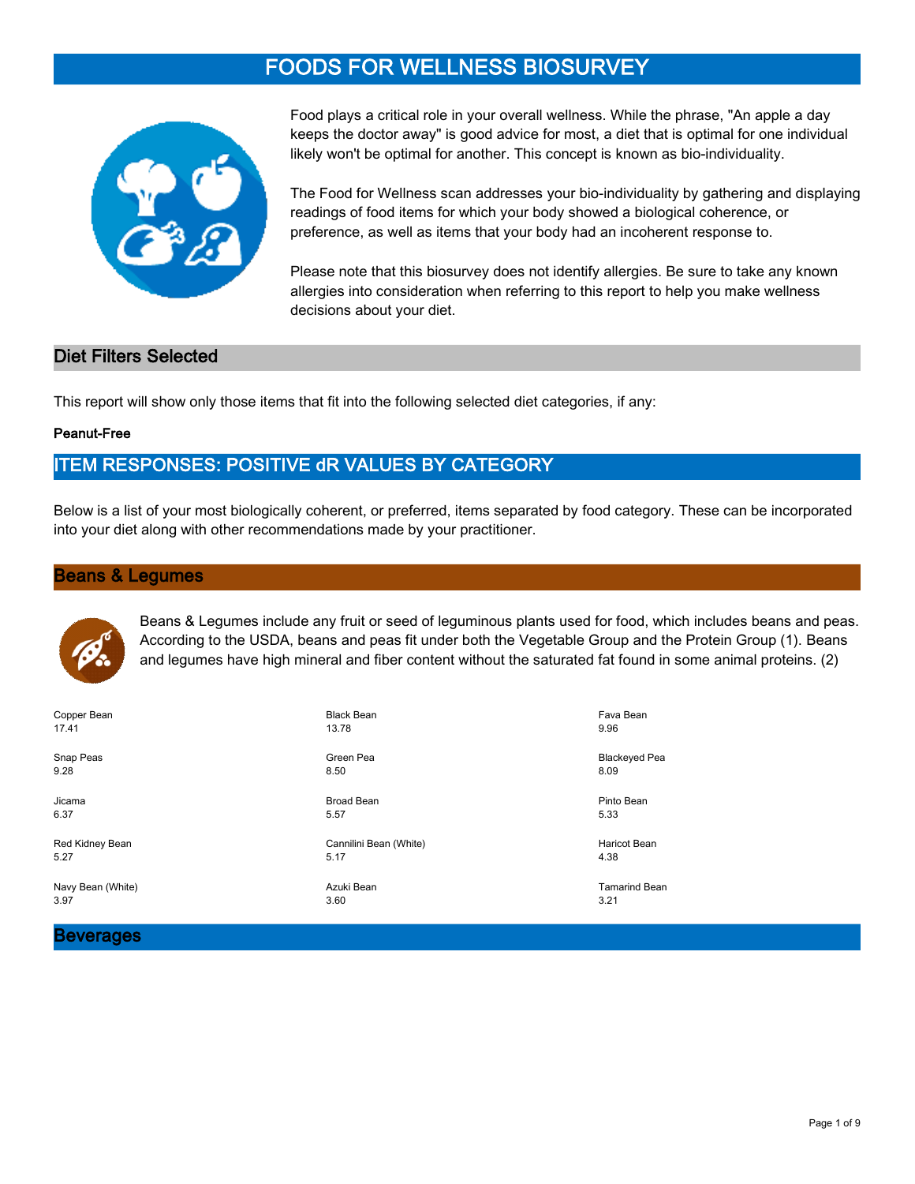# FOODS FOR WELLNESS BIOSURVEY

Food plays a critical role in your overall wellness. While the phrase, "An apple a day keeps the doctor away" is good advice for most, a diet that is optimal for one individual likely won't be optimal for another. This concept is known as bio-individuality.

The Food for Wellness scan addresses your bio-individuality by gathering and displaying readings of food items for which your body showed a biological coherence, or preference, as well as items that your body had an incoherent response to.

Please note that this biosurvey does not identify allergies. Be sure to take any known allergies into consideration when referring to this report to help you make wellness decisions about your diet.

## Diet Filters Selected

This report will show only those items that fit into the following selected diet categories, if any:

**Peanut-Free**

## ITEM RESPONSES: POSITIVE dR VALUES BY CATEGORY

Below is a list of your most biologically coherent, or preferred, items separated by food category. These can be incorporated into your diet along with other recommendations made by your practitioner.

### Beans & Legumes

Beans & Legumes include any fruit or seed of leguminous plants used for food, which includes beans and peas. According to the USDA, beans and peas fit under both the Vegetable Group and the Protein Group (1). Beans and legumes have high mineral and fiber content without the saturated fat found in some animal proteins. (2)

| | | |
|---|---|---|
| Copper Bean<br>17.41 | Black Bean<br>13.78 | Fava Bean<br>9.96 |
| Snap Peas<br>9.28 | Green Pea<br>8.50 | Blackeyed Pea<br>8.09 |
| Jicama<br>6.37 | Broad Bean<br>5.57 | Pinto Bean<br>5.33 |
| Red Kidney Bean<br>5.27 | Cannilini Bean (White)<br>5.17 | Haricot Bean<br>4.38 |
| Navy Bean (White)<br>3.97 | Azuki Bean<br>3.60 | Tamarind Bean<br>3.21 |

### Beverages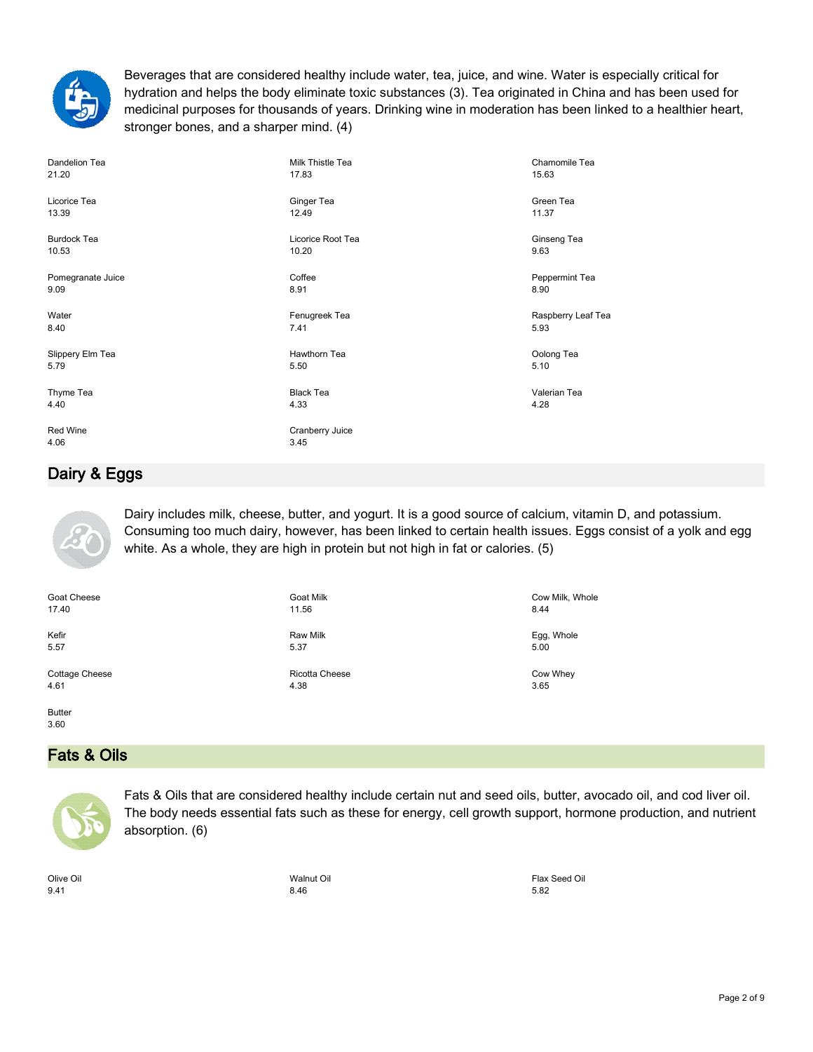Beverages that are considered healthy include water, tea, juice, and wine. Water is especially critical for hydration and helps the body eliminate toxic substances (3). Tea originated in China and has been used for medicinal purposes for thousands of years. Drinking wine in moderation has been linked to a healthier heart, stronger bones, and a sharper mind. (4)

| | | |
|---|---|---|
| Dandelion Tea<br>21.20 | Milk Thistle Tea<br>17.83 | Chamomile Tea<br>15.63 |
| Licorice Tea<br>13.39 | Ginger Tea<br>12.49 | Green Tea<br>11.37 |
| Burdock Tea<br>10.53 | Licorice Root Tea<br>10.20 | Ginseng Tea<br>9.63 |
| Pomegranate Juice<br>9.09 | Coffee<br>8.91 | Peppermint Tea<br>8.90 |
| Water<br>8.40 | Fenugreek Tea<br>7.41 | Raspberry Leaf Tea<br>5.93 |
| Slippery Elm Tea<br>5.79 | Hawthorn Tea<br>5.50 | Oolong Tea<br>5.10 |
| Thyme Tea<br>4.40 | Black Tea<br>4.33 | Valerian Tea<br>4.28 |
| Red Wine<br>4.06 | Cranberry Juice<br>3.45 | |

## Dairy & Eggs

Dairy includes milk, cheese, butter, and yogurt. It is a good source of calcium, vitamin D, and potassium. Consuming too much dairy, however, has been linked to certain health issues. Eggs consist of a yolk and egg white. As a whole, they are high in protein but not high in fat or calories. (5)

| | | |
|---|---|---|
| Goat Cheese<br>17.40 | Goat Milk<br>11.56 | Cow Milk, Whole<br>8.44 |
| Kefir<br>5.57 | Raw Milk<br>5.37 | Egg, Whole<br>5.00 |
| Cottage Cheese<br>4.61 | Ricotta Cheese<br>4.38 | Cow Whey<br>3.65 |
| Butter<br>3.60 | | |

## Fats & Oils

Fats & Oils that are considered healthy include certain nut and seed oils, butter, avocado oil, and cod liver oil. The body needs essential fats such as these for energy, cell growth support, hormone production, and nutrient absorption. (6)

| | | |
|---|---|---|
| Olive Oil<br>9.41 | Walnut Oil<br>8.46 | Flax Seed Oil<br>5.82 |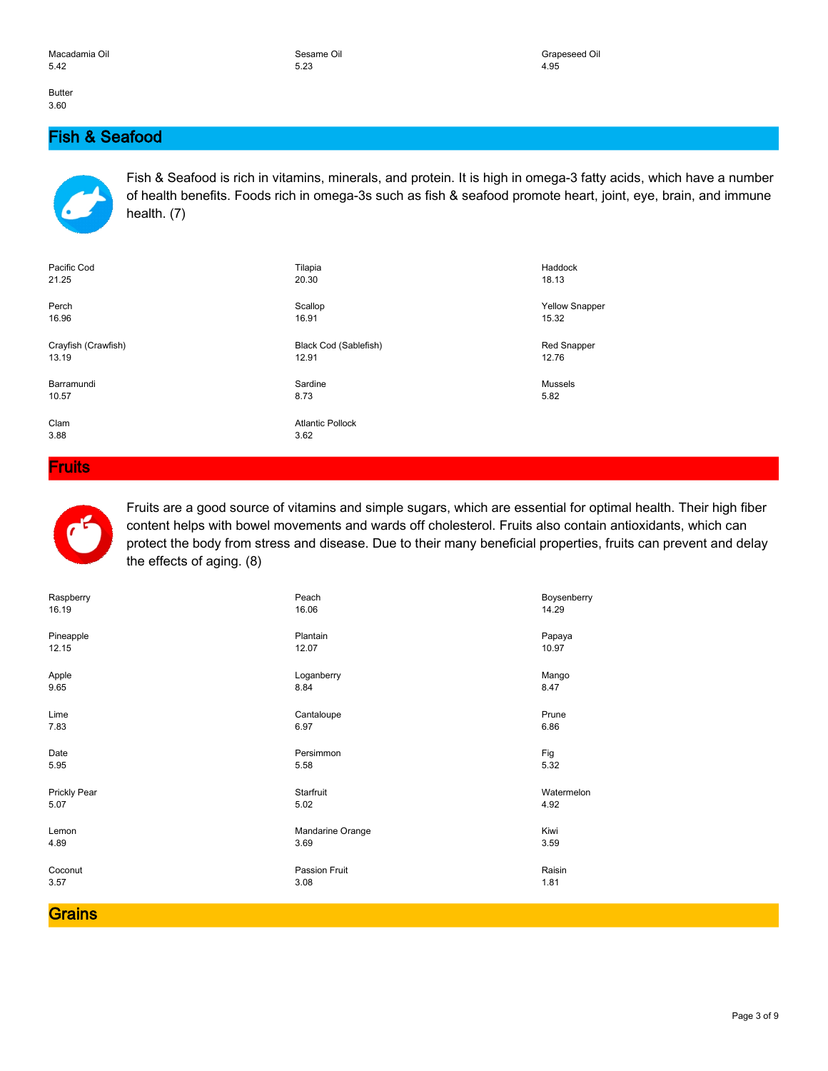Macadamia Oil
5.42

Sesame Oil
5.23

Grapeseed Oil
4.95

Butter
3.60

## Fish & Seafood

Fish & Seafood is rich in vitamins, minerals, and protein. It is high in omega-3 fatty acids, which have a number of health benefits. Foods rich in omega-3s such as fish & seafood promote heart, joint, eye, brain, and immune health. (7)

Pacific Cod
21.25

Tilapia
20.30

Haddock
18.13

Perch
16.96

Scallop
16.91

Yellow Snapper
15.32

Crayfish (Crawfish)
13.19

Black Cod (Sablefish)
12.91

Red Snapper
12.76

Barramundi
10.57

Sardine
8.73

Mussels
5.82

Clam
3.88

Atlantic Pollock
3.62

## Fruits

Fruits are a good source of vitamins and simple sugars, which are essential for optimal health. Their high fiber content helps with bowel movements and wards off cholesterol. Fruits also contain antioxidants, which can protect the body from stress and disease. Due to their many beneficial properties, fruits can prevent and delay the effects of aging. (8)

Raspberry
16.19

Peach
16.06

Boysenberry
14.29

Pineapple
12.15

Plantain
12.07

Papaya
10.97

Apple
9.65

Loganberry
8.84

Mango
8.47

Lime
7.83

Cantaloupe
6.97

Prune
6.86

Date
5.95

Persimmon
5.58

Fig
5.32

Prickly Pear
5.07

Starfruit
5.02

Watermelon
4.92

Lemon
4.89

Mandarine Orange
3.69

Kiwi
3.59

Coconut
3.57

Passion Fruit
3.08

Raisin
1.81

## Grains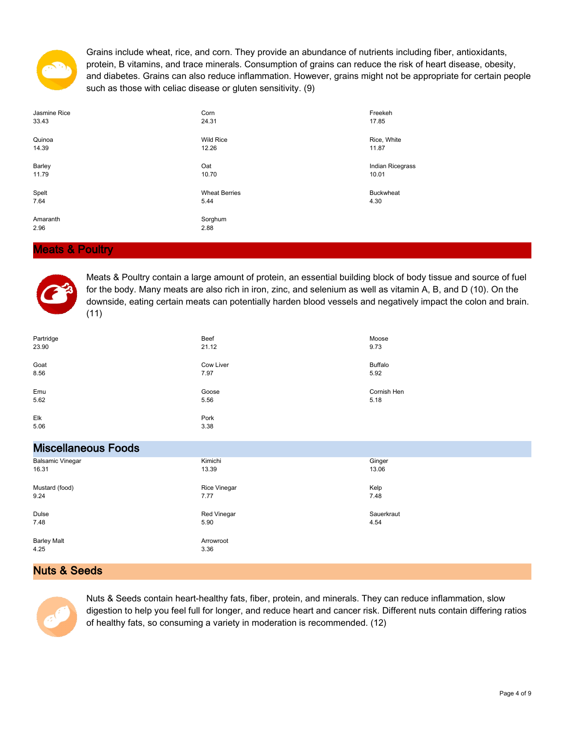Grains include wheat, rice, and corn. They provide an abundance of nutrients including fiber, antioxidants, protein, B vitamins, and trace minerals. Consumption of grains can reduce the risk of heart disease, obesity, and diabetes. Grains can also reduce inflammation. However, grains might not be appropriate for certain people such as those with celiac disease or gluten sensitivity. (9)

Jasmine Rice
33.43

Corn
24.31

Freekeh
17.85

Quinoa
14.39

Wild Rice
12.26

Rice, White
11.87

Barley
11.79

Oat
10.70

Indian Ricegrass
10.01

Spelt
7.64

Wheat Berries
5.44

Buckwheat
4.30

Amaranth
2.96

Sorghum
2.88

## Meats & Poultry

Meats & Poultry contain a large amount of protein, an essential building block of body tissue and source of fuel for the body. Many meats are also rich in iron, zinc, and selenium as well as vitamin A, B, and D (10). On the downside, eating certain meats can potentially harden blood vessels and negatively impact the colon and brain. (11)

Partridge
23.90

Beef
21.12

Moose
9.73

Goat
8.56

Cow Liver
7.97

Buffalo
5.92

Emu
5.62

Goose
5.56

Cornish Hen
5.18

Elk
5.06

Pork
3.38

## Miscellaneous Foods

Balsamic Vinegar
16.31

Kimichi
13.39

Ginger
13.06

Mustard (food)
9.24

Rice Vinegar
7.77

Kelp
7.48

Dulse
7.48

Red Vinegar
5.90

Sauerkraut
4.54

Barley Malt
4.25

Arrowroot
3.36

## Nuts & Seeds

Nuts & Seeds contain heart-healthy fats, fiber, protein, and minerals. They can reduce inflammation, slow digestion to help you feel full for longer, and reduce heart and cancer risk. Different nuts contain differing ratios of healthy fats, so consuming a variety in moderation is recommended. (12)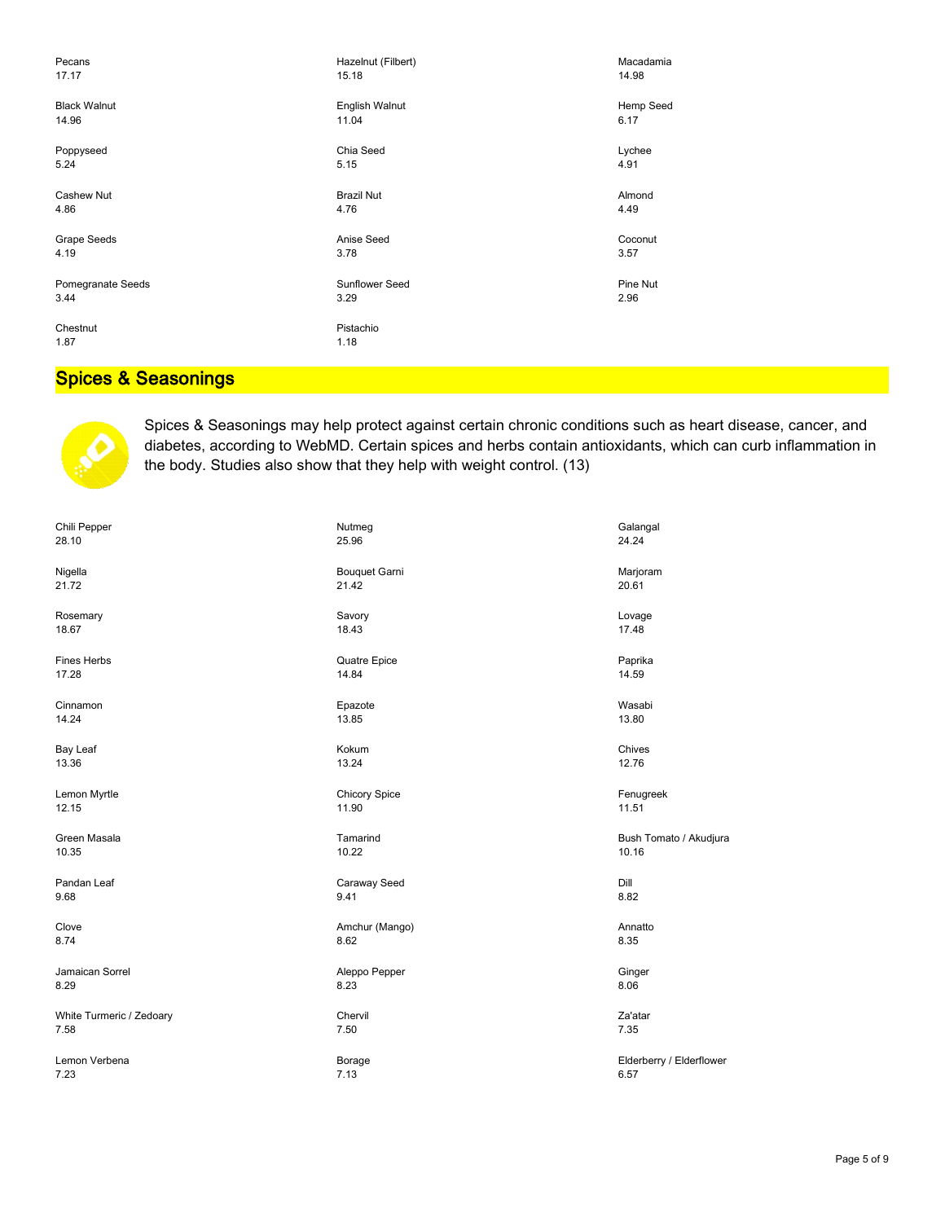Pecans
17.17

Hazelnut (Filbert)
15.18

Macadamia
14.98

Black Walnut
14.96

English Walnut
11.04

Hemp Seed
6.17

Poppyseed
5.24

Chia Seed
5.15

Lychee
4.91

Cashew Nut
4.86

Brazil Nut
4.76

Almond
4.49

Grape Seeds
4.19

Anise Seed
3.78

Coconut
3.57

Pomegranate Seeds
3.44

Sunflower Seed
3.29

Pine Nut
2.96

Chestnut
1.87

Pistachio
1.18

## Spices & Seasonings

Spices & Seasonings may help protect against certain chronic conditions such as heart disease, cancer, and diabetes, according to WebMD. Certain spices and herbs contain antioxidants, which can curb inflammation in the body. Studies also show that they help with weight control. (13)

Chili Pepper
28.10

Nutmeg
25.96

Galangal
24.24

Nigella
21.72

Bouquet Garni
21.42

Marjoram
20.61

Rosemary
18.67

Savory
18.43

Lovage
17.48

Fines Herbs
17.28

Quatre Epice
14.84

Paprika
14.59

Cinnamon
14.24

Epazote
13.85

Wasabi
13.80

Bay Leaf
13.36

Kokum
13.24

Chives
12.76

Lemon Myrtle
12.15

Chicory Spice
11.90

Fenugreek
11.51

Green Masala
10.35

Tamarind
10.22

Bush Tomato / Akudjura
10.16

Pandan Leaf
9.68

Caraway Seed
9.41

Dill
8.82

Clove
8.74

Amchur (Mango)
8.62

Annatto
8.35

Jamaican Sorrel
8.29

Aleppo Pepper
8.23

Ginger
8.06

White Turmeric / Zedoary
7.58

Chervil
7.50

Za'atar
7.35

Lemon Verbena
7.23

Borage
7.13

Elderberry / Elderflower
6.57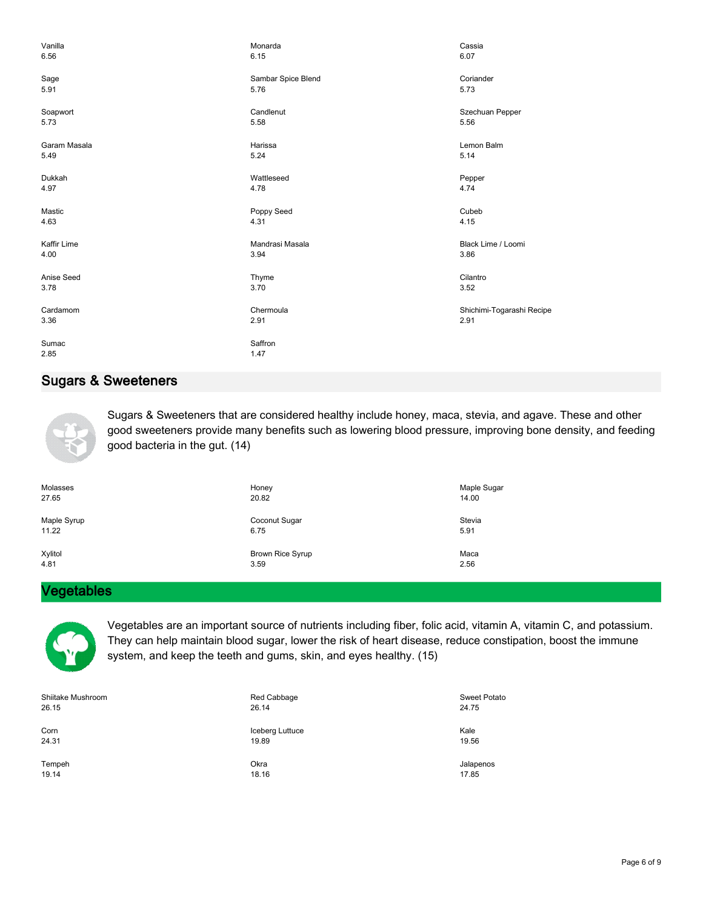| | | |
|---|---|---|
| Vanilla 6.56 | Monarda 6.15 | Cassia 6.07 |
| Sage 5.91 | Sambar Spice Blend 5.76 | Coriander 5.73 |
| Soapwort 5.73 | Candlenut 5.58 | Szechuan Pepper 5.56 |
| Garam Masala 5.49 | Harissa 5.24 | Lemon Balm 5.14 |
| Dukkah 4.97 | Wattleseed 4.78 | Pepper 4.74 |
| Mastic 4.63 | Poppy Seed 4.31 | Cubeb 4.15 |
| Kaffir Lime 4.00 | Mandrasi Masala 3.94 | Black Lime / Loomi 3.86 |
| Anise Seed 3.78 | Thyme 3.70 | Cilantro 3.52 |
| Cardamom 3.36 | Chermoula 2.91 | Shichimi-Togarashi Recipe 2.91 |
| Sumac 2.85 | Saffron 1.47 | |

## Sugars & Sweeteners

Sugars & Sweeteners that are considered healthy include honey, maca, stevia, and agave. These and other good sweeteners provide many benefits such as lowering blood pressure, improving bone density, and feeding good bacteria in the gut. (14)

| | | |
|---|---|---|
| Molasses 27.65 | Honey 20.82 | Maple Sugar 14.00 |
| Maple Syrup 11.22 | Coconut Sugar 6.75 | Stevia 5.91 |
| Xylitol 4.81 | Brown Rice Syrup 3.59 | Maca 2.56 |

## Vegetables

Vegetables are an important source of nutrients including fiber, folic acid, vitamin A, vitamin C, and potassium. They can help maintain blood sugar, lower the risk of heart disease, reduce constipation, boost the immune system, and keep the teeth and gums, skin, and eyes healthy. (15)

| | | |
|---|---|---|
| Shiitake Mushroom 26.15 | Red Cabbage 26.14 | Sweet Potato 24.75 |
| Corn 24.31 | Iceberg Luttuce 19.89 | Kale 19.56 |
| Tempeh 19.14 | Okra 18.16 | Jalapenos 17.85 |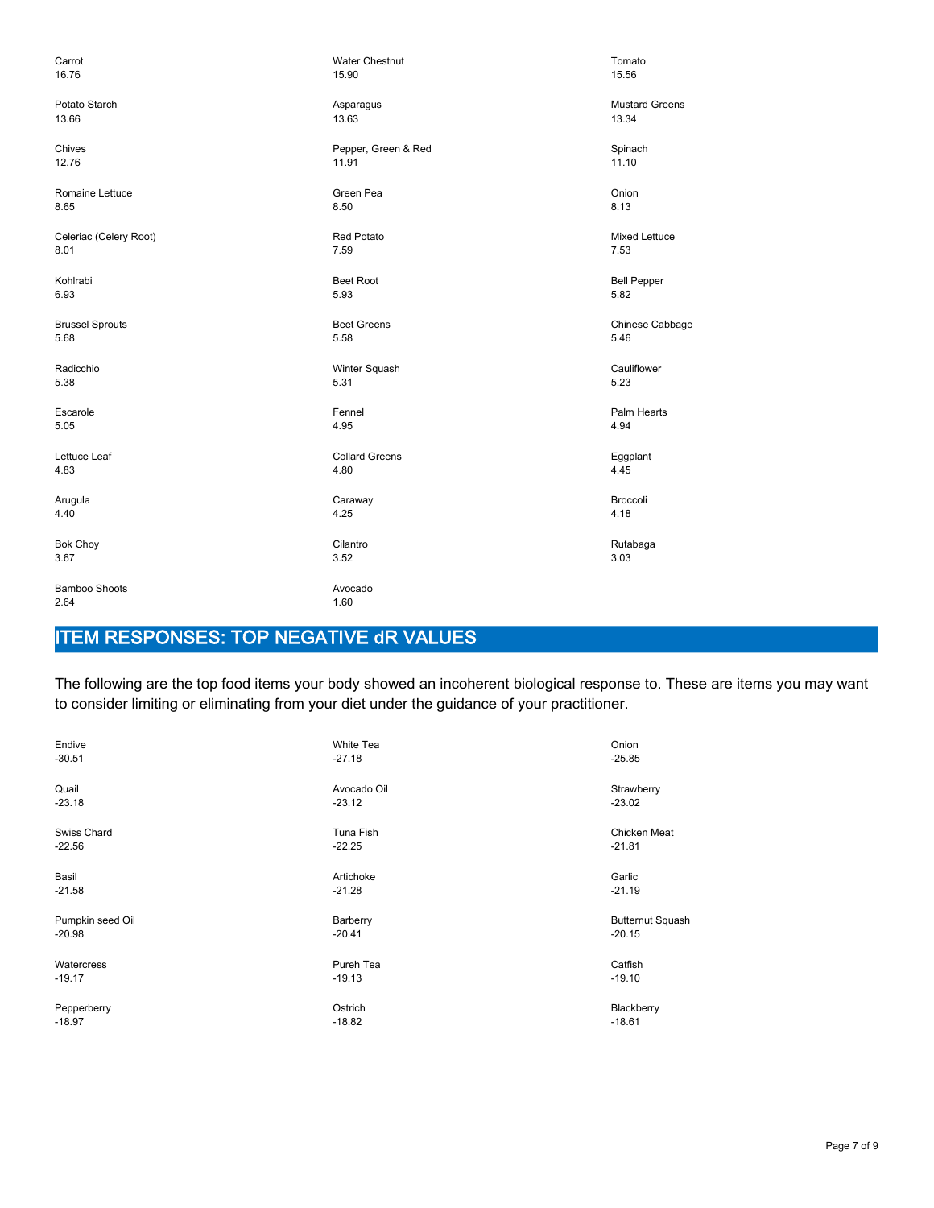Carrot
16.76

Water Chestnut
15.90

Tomato
15.56

Potato Starch
13.66

Asparagus
13.63

Mustard Greens
13.34

Chives
12.76

Pepper, Green & Red
11.91

Spinach
11.10

Romaine Lettuce
8.65

Green Pea
8.50

Onion
8.13

Celeriac (Celery Root)
8.01

Red Potato
7.59

Mixed Lettuce
7.53

Kohlrabi
6.93

Beet Root
5.93

Bell Pepper
5.82

Brussel Sprouts
5.68

Beet Greens
5.58

Chinese Cabbage
5.46

Radicchio
5.38

Winter Squash
5.31

Cauliflower
5.23

Escarole
5.05

Fennel
4.95

Palm Hearts
4.94

Lettuce Leaf
4.83

Collard Greens
4.80

Eggplant
4.45

Arugula
4.40

Caraway
4.25

Broccoli
4.18

Bok Choy
3.67

Cilantro
3.52

Rutabaga
3.03

Bamboo Shoots
2.64

Avocado
1.60

## ITEM RESPONSES: TOP NEGATIVE dR VALUES

The following are the top food items your body showed an incoherent biological response to. These are items you may want to consider limiting or eliminating from your diet under the guidance of your practitioner.

Endive
-30.51

White Tea
-27.18

Onion
-25.85

Quail
-23.18

Avocado Oil
-23.12

Strawberry
-23.02

Swiss Chard
-22.56

Tuna Fish
-22.25

Chicken Meat
-21.81

Basil
-21.58

Artichoke
-21.28

Garlic
-21.19

Pumpkin seed Oil
-20.98

Barberry
-20.41

Butternut Squash
-20.15

Watercress
-19.17

Pureh Tea
-19.13

Catfish
-19.10

Pepperberry
-18.97

Ostrich
-18.82

Blackberry
-18.61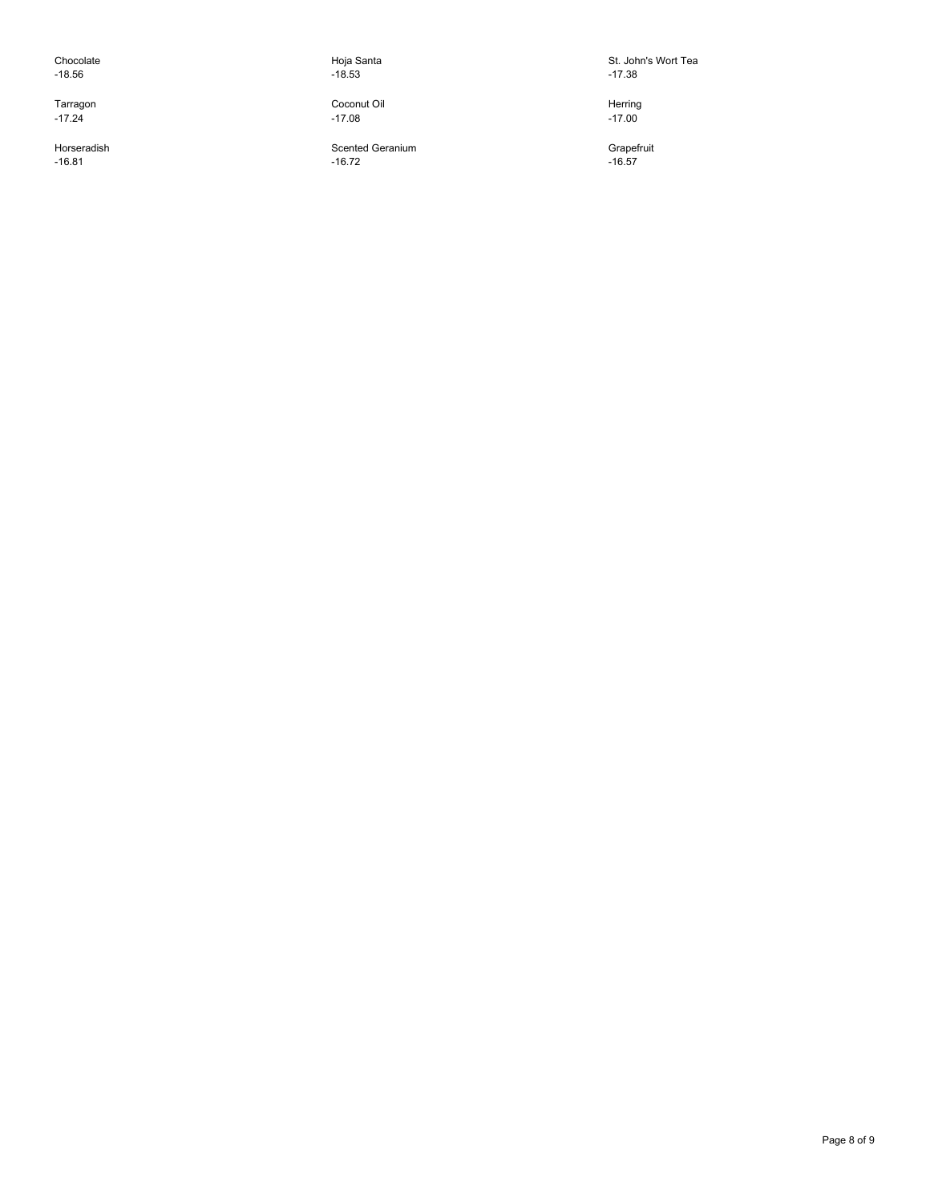Chocolate
-18.56

Hoja Santa
-18.53

St. John's Wort Tea
-17.38

Tarragon
-17.24

Coconut Oil
-17.08

Herring
-17.00

Horseradish
-16.81

Scented Geranium
-16.72

Grapefruit
-16.57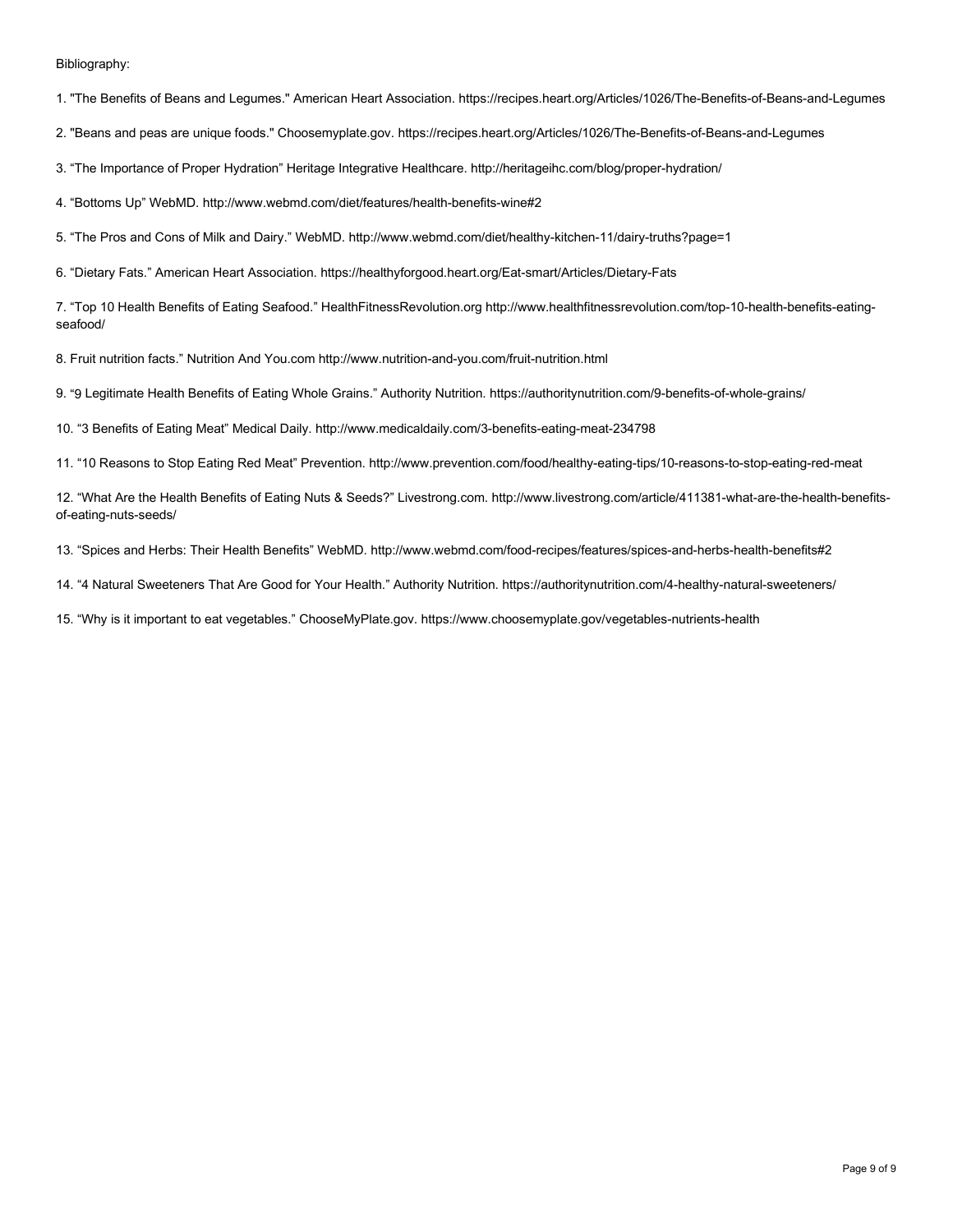Bibliography:

1. "The Benefits of Beans and Legumes." American Heart Association. https://recipes.heart.org/Articles/1026/The-Benefits-of-Beans-and-Legumes

2. "Beans and peas are unique foods." Choosemyplate.gov. https://recipes.heart.org/Articles/1026/The-Benefits-of-Beans-and-Legumes

3. "The Importance of Proper Hydration" Heritage Integrative Healthcare. http://heritageihc.com/blog/proper-hydration/

4. "Bottoms Up" WebMD. http://www.webmd.com/diet/features/health-benefits-wine#2

5. "The Pros and Cons of Milk and Dairy." WebMD. http://www.webmd.com/diet/healthy-kitchen-11/dairy-truths?page=1

6. "Dietary Fats." American Heart Association. https://healthyforgood.heart.org/Eat-smart/Articles/Dietary-Fats

7. "Top 10 Health Benefits of Eating Seafood." HealthFitnessRevolution.org http://www.healthfitnessrevolution.com/top-10-health-benefits-eating-seafood/

8. Fruit nutrition facts." Nutrition And You.com http://www.nutrition-and-you.com/fruit-nutrition.html

9. "9 Legitimate Health Benefits of Eating Whole Grains." Authority Nutrition. https://authoritynutrition.com/9-benefits-of-whole-grains/

10. "3 Benefits of Eating Meat" Medical Daily. http://www.medicaldaily.com/3-benefits-eating-meat-234798

11. "10 Reasons to Stop Eating Red Meat" Prevention. http://www.prevention.com/food/healthy-eating-tips/10-reasons-to-stop-eating-red-meat

12. "What Are the Health Benefits of Eating Nuts & Seeds?" Livestrong.com. http://www.livestrong.com/article/411381-what-are-the-health-benefits-of-eating-nuts-seeds/

13. "Spices and Herbs: Their Health Benefits" WebMD. http://www.webmd.com/food-recipes/features/spices-and-herbs-health-benefits#2

14. "4 Natural Sweeteners That Are Good for Your Health." Authority Nutrition. https://authoritynutrition.com/4-healthy-natural-sweeteners/

15. "Why is it important to eat vegetables." ChooseMyPlate.gov. https://www.choosemyplate.gov/vegetables-nutrients-health